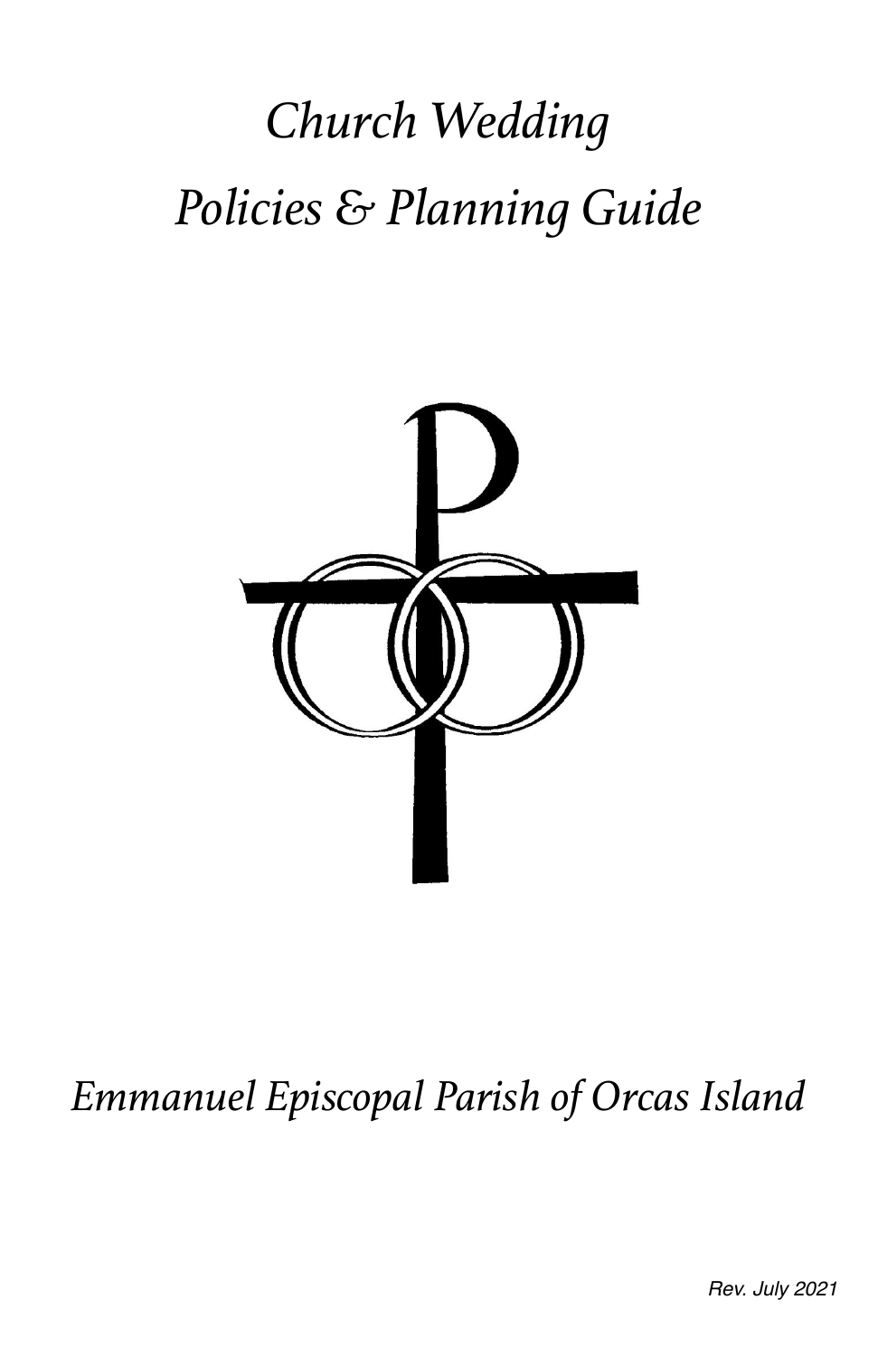# *Church Wedding*

# *Policies & Planning Guide*

*Emmanuel Episcopal Parish of Orcas Island*

*Rev. July 2021*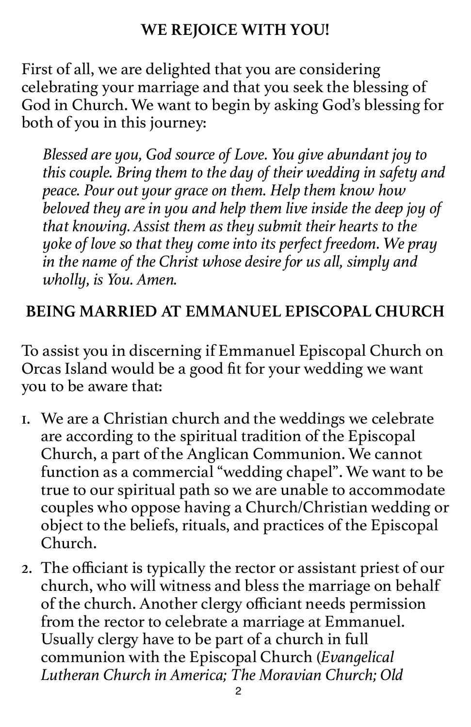## WE REJOICE WITH YOU!

First of all, we are delighted that you are considering celebrating your marriage and that you seek the blessing of God in Church. We want to begin by asking God's blessing for both of you in this journey:

> *Blessed are you, God source of Love. You give abundant joy to this couple. Bring them to the day of their wedding in safety and peace. Pour out your grace on them. Help them know how beloved they are in you and help them live inside the deep joy of that knowing. Assist them as they submit their hearts to the yoke of love so that they come into its perfect freedom. We pray in the name of the Christ whose desire for us all, simply and wholly, is You. Amen.*

## BEING MARRIED AT EMMANUEL EPISCOPAL CHURCH

To assist you in discerning if Emmanuel Episcopal Church on Orcas Island would be a good fit for your wedding we want you to be aware that:

1. We are a Christian church and the weddings we celebrate are according to the spiritual tradition of the Episcopal Church, a part of the Anglican Communion. We cannot function as a commercial "wedding chapel". We want to be true to our spiritual path so we are unable to accommodate couples who oppose having a Church/Christian wedding or object to the beliefs, rituals, and practices of the Episcopal Church.
2. The officiant is typically the rector or assistant priest of our church, who will witness and bless the marriage on behalf of the church. Another clergy officiant needs permission from the rector to celebrate a marriage at Emmanuel. Usually clergy have to be part of a church in full communion with the Episcopal Church (*Evangelical Lutheran Church in America; The Moravian Church; Old*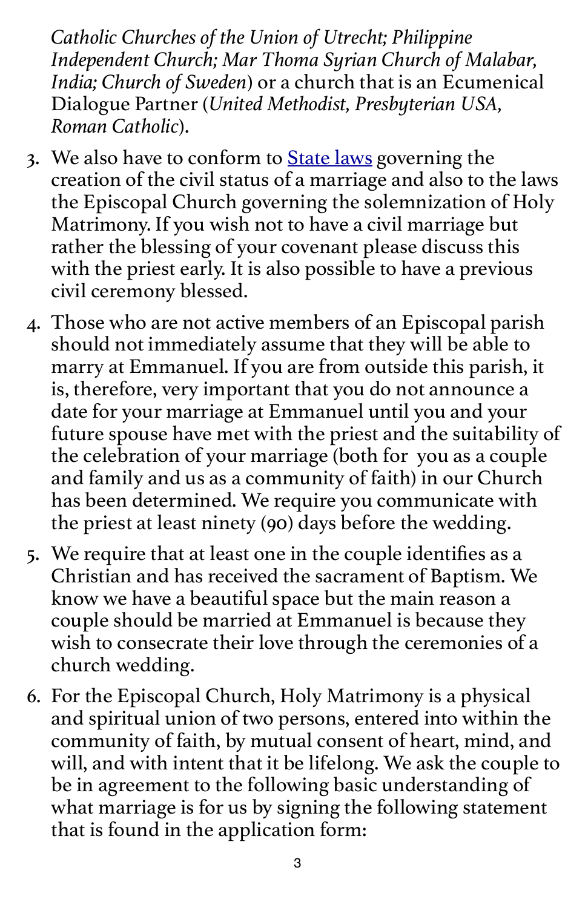*Catholic Churches of the Union of Utrecht; Philippine Independent Church; Mar Thoma Syrian Church of Malabar, India; Church of Sweden*) or a church that is an Ecumenical Dialogue Partner (*United Methodist, Presbyterian USA, Roman Catholic*).

3. We also have to conform to [State laws]() governing the creation of the civil status of a marriage and also to the laws the Episcopal Church governing the solemnization of Holy Matrimony. If you wish not to have a civil marriage but rather the blessing of your covenant please discuss this with the priest early. It is also possible to have a previous civil ceremony blessed.
4. Those who are not active members of an Episcopal parish should not immediately assume that they will be able to marry at Emmanuel. If you are from outside this parish, it is, therefore, very important that you do not announce a date for your marriage at Emmanuel until you and your future spouse have met with the priest and the suitability of the celebration of your marriage (both for you as a couple and family and us as a community of faith) in our Church has been determined. We require you communicate with the priest at least ninety (90) days before the wedding.
5. We require that at least one in the couple identifies as a Christian and has received the sacrament of Baptism. We know we have a beautiful space but the main reason a couple should be married at Emmanuel is because they wish to consecrate their love through the ceremonies of a church wedding.
6. For the Episcopal Church, Holy Matrimony is a physical and spiritual union of two persons, entered into within the community of faith, by mutual consent of heart, mind, and will, and with intent that it be lifelong. We ask the couple to be in agreement to the following basic understanding of what marriage is for us by signing the following statement that is found in the application form: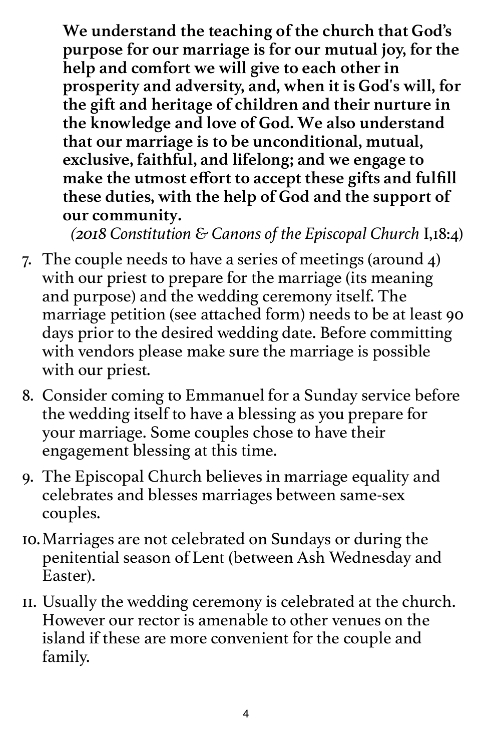> **We understand the teaching of the church that God's purpose for our marriage is for our mutual joy, for the help and comfort we will give to each other in prosperity and adversity, and, when it is God's will, for the gift and heritage of children and their nurture in the knowledge and love of God. We also understand that our marriage is to be unconditional, mutual, exclusive, faithful, and lifelong; and we engage to make the utmost effort to accept these gifts and fulfill these duties, with the help of God and the support of our community.**
>
> *(2018 Constitution & Canons of the Episcopal Church* I,18:4)

7. The couple needs to have a series of meetings (around 4) with our priest to prepare for the marriage (its meaning and purpose) and the wedding ceremony itself. The marriage petition (see attached form) needs to be at least 90 days prior to the desired wedding date. Before committing with vendors please make sure the marriage is possible with our priest.
8. Consider coming to Emmanuel for a Sunday service before the wedding itself to have a blessing as you prepare for your marriage. Some couples chose to have their engagement blessing at this time.
9. The Episcopal Church believes in marriage equality and celebrates and blesses marriages between same-sex couples.
10. Marriages are not celebrated on Sundays or during the penitential season of Lent (between Ash Wednesday and Easter).
11. Usually the wedding ceremony is celebrated at the church. However our rector is amenable to other venues on the island if these are more convenient for the couple and family.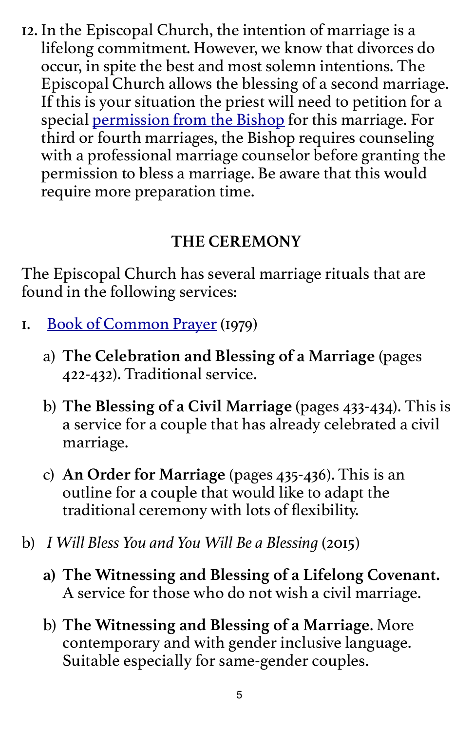12. In the Episcopal Church, the intention of marriage is a lifelong commitment. However, we know that divorces do occur, in spite the best and most solemn intentions. The Episcopal Church allows the blessing of a second marriage. If this is your situation the priest will need to petition for a special permission from the Bishop for this marriage. For third or fourth marriages, the Bishop requires counseling with a professional marriage counselor before granting the permission to bless a marriage. Be aware that this would require more preparation time.

## THE CEREMONY

The Episcopal Church has several marriage rituals that are found in the following services:

1. Book of Common Prayer (1979)

    a) **The Celebration and Blessing of a Marriage** (pages 422-432). Traditional service.

    b) **The Blessing of a Civil Marriage** (pages 433-434). This is a service for a couple that has already celebrated a civil marriage.

    c) **An Order for Marriage** (pages 435-436). This is an outline for a couple that would like to adapt the traditional ceremony with lots of flexibility.

b) *I Will Bless You and You Will Be a Blessing* (2015)

    **a) The Witnessing and Blessing of a Lifelong Covenant.** A service for those who do not wish a civil marriage.

    b) **The Witnessing and Blessing of a Marriage**. More contemporary and with gender inclusive language. Suitable especially for same-gender couples.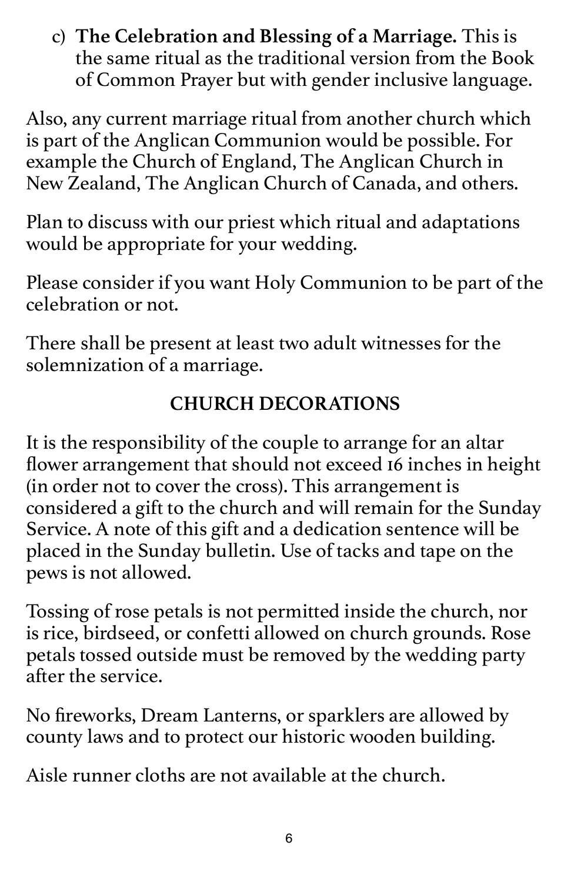c) **The Celebration and Blessing of a Marriage.** This is the same ritual as the traditional version from the Book of Common Prayer but with gender inclusive language.

Also, any current marriage ritual from another church which is part of the Anglican Communion would be possible. For example the Church of England, The Anglican Church in New Zealand, The Anglican Church of Canada, and others.

Plan to discuss with our priest which ritual and adaptations would be appropriate for your wedding.

Please consider if you want Holy Communion to be part of the celebration or not.

There shall be present at least two adult witnesses for the solemnization of a marriage.

## CHURCH DECORATIONS

It is the responsibility of the couple to arrange for an altar flower arrangement that should not exceed 16 inches in height (in order not to cover the cross). This arrangement is considered a gift to the church and will remain for the Sunday Service. A note of this gift and a dedication sentence will be placed in the Sunday bulletin. Use of tacks and tape on the pews is not allowed.

Tossing of rose petals is not permitted inside the church, nor is rice, birdseed, or confetti allowed on church grounds. Rose petals tossed outside must be removed by the wedding party after the service.

No fireworks, Dream Lanterns, or sparklers are allowed by county laws and to protect our historic wooden building.

Aisle runner cloths are not available at the church.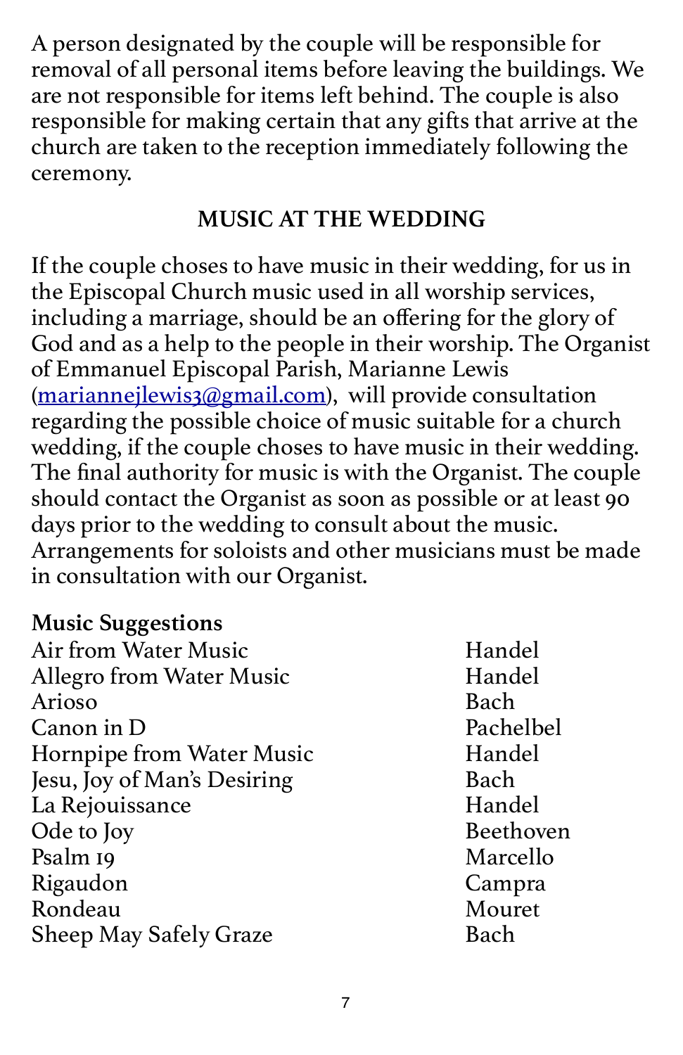A person designated by the couple will be responsible for removal of all personal items before leaving the buildings. We are not responsible for items left behind. The couple is also responsible for making certain that any gifts that arrive at the church are taken to the reception immediately following the ceremony.

## MUSIC AT THE WEDDING

If the couple choses to have music in their wedding, for us in the Episcopal Church music used in all worship services, including a marriage, should be an offering for the glory of God and as a help to the people in their worship. The Organist of Emmanuel Episcopal Parish, Marianne Lewis (mariannejlewis3@gmail.com), will provide consultation regarding the possible choice of music suitable for a church wedding, if the couple choses to have music in their wedding. The final authority for music is with the Organist. The couple should contact the Organist as soon as possible or at least 90 days prior to the wedding to consult about the music. Arrangements for soloists and other musicians must be made in consultation with our Organist.

**Music Suggestions**

| | |
|---|---|
| Air from Water Music | Handel |
| Allegro from Water Music | Handel |
| Arioso | Bach |
| Canon in D | Pachelbel |
| Hornpipe from Water Music | Handel |
| Jesu, Joy of Man's Desiring | Bach |
| La Rejouissance | Handel |
| Ode to Joy | Beethoven |
| Psalm 19 | Marcello |
| Rigaudon | Campra |
| Rondeau | Mouret |
| Sheep May Safely Graze | Bach |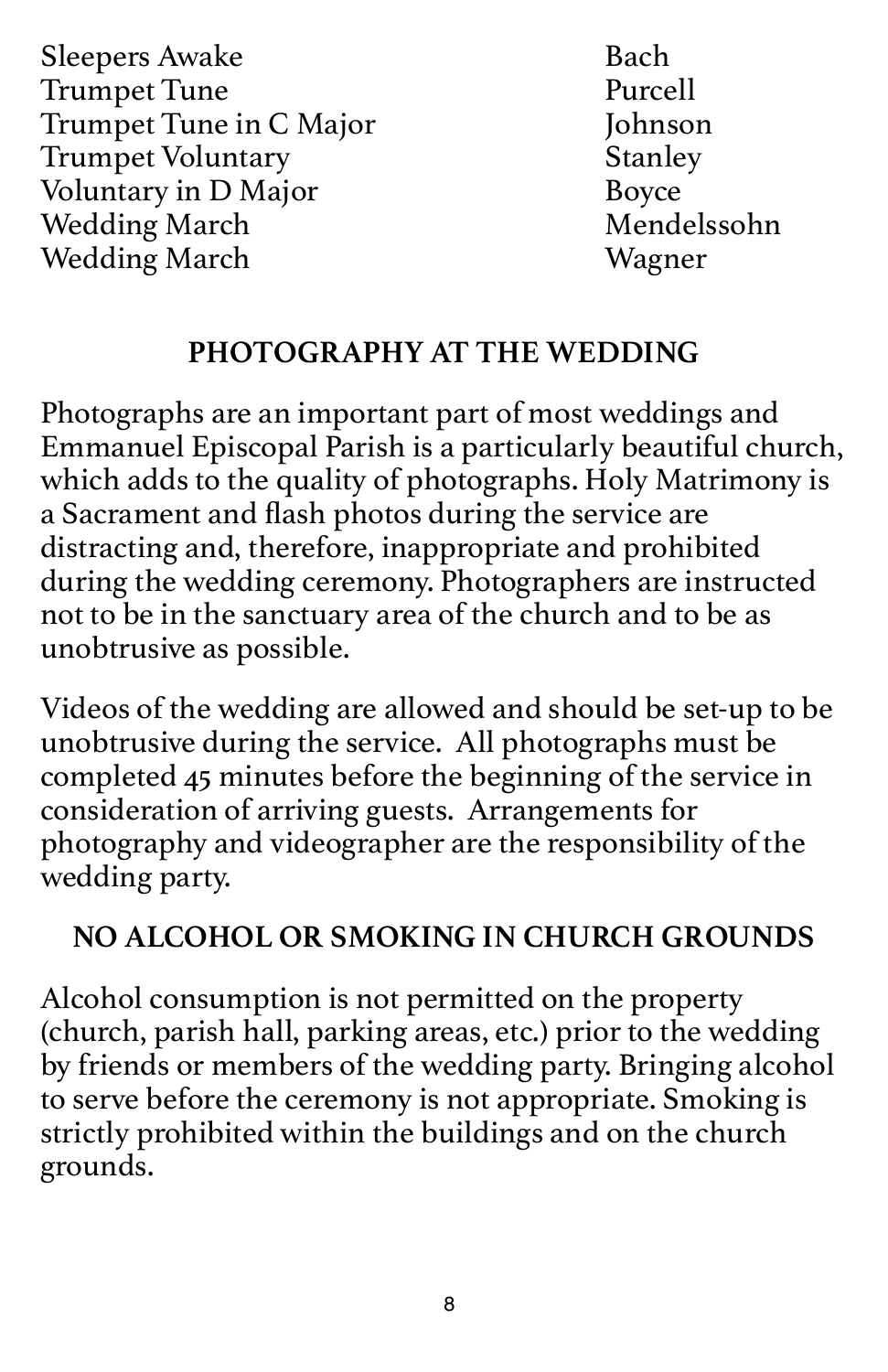| | |
|---|---|
| Sleepers Awake | Bach |
| Trumpet Tune | Purcell |
| Trumpet Tune in C Major | Johnson |
| Trumpet Voluntary | Stanley |
| Voluntary in D Major | Boyce |
| Wedding March | Mendelssohn |
| Wedding March | Wagner |

## PHOTOGRAPHY AT THE WEDDING

Photographs are an important part of most weddings and Emmanuel Episcopal Parish is a particularly beautiful church, which adds to the quality of photographs. Holy Matrimony is a Sacrament and flash photos during the service are distracting and, therefore, inappropriate and prohibited during the wedding ceremony. Photographers are instructed not to be in the sanctuary area of the church and to be as unobtrusive as possible.

Videos of the wedding are allowed and should be set-up to be unobtrusive during the service. All photographs must be completed 45 minutes before the beginning of the service in consideration of arriving guests. Arrangements for photography and videographer are the responsibility of the wedding party.

## NO ALCOHOL OR SMOKING IN CHURCH GROUNDS

Alcohol consumption is not permitted on the property (church, parish hall, parking areas, etc.) prior to the wedding by friends or members of the wedding party. Bringing alcohol to serve before the ceremony is not appropriate. Smoking is strictly prohibited within the buildings and on the church grounds.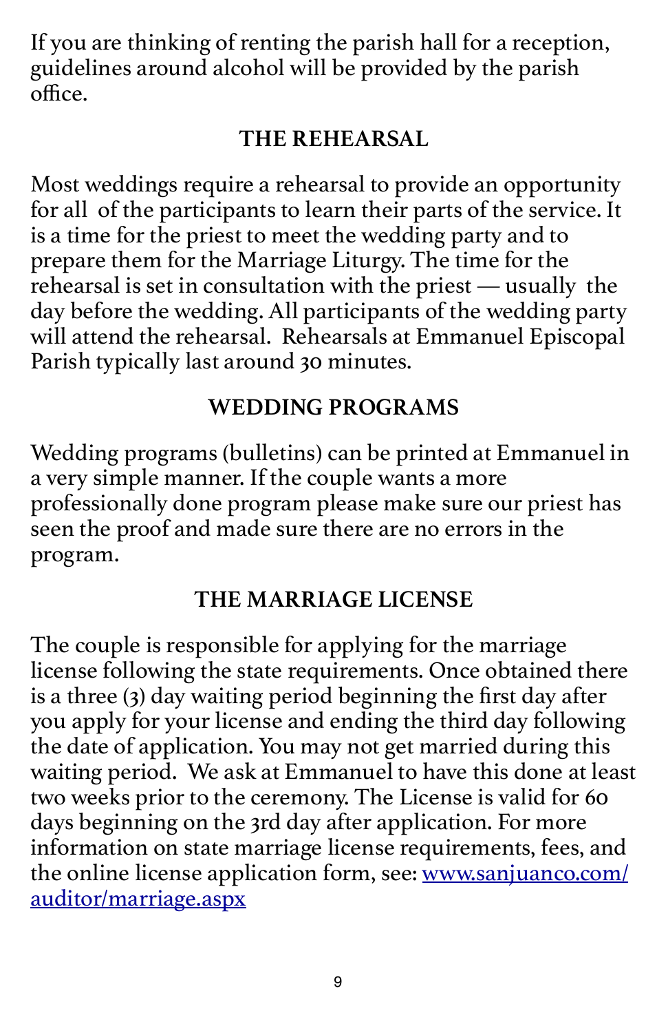If you are thinking of renting the parish hall for a reception, guidelines around alcohol will be provided by the parish office.

## THE REHEARSAL

Most weddings require a rehearsal to provide an opportunity for all of the participants to learn their parts of the service. It is a time for the priest to meet the wedding party and to prepare them for the Marriage Liturgy. The time for the rehearsal is set in consultation with the priest — usually the day before the wedding. All participants of the wedding party will attend the rehearsal. Rehearsals at Emmanuel Episcopal Parish typically last around 30 minutes.

## WEDDING PROGRAMS

Wedding programs (bulletins) can be printed at Emmanuel in a very simple manner. If the couple wants a more professionally done program please make sure our priest has seen the proof and made sure there are no errors in the program.

## THE MARRIAGE LICENSE

The couple is responsible for applying for the marriage license following the state requirements. Once obtained there is a three (3) day waiting period beginning the first day after you apply for your license and ending the third day following the date of application. You may not get married during this waiting period. We ask at Emmanuel to have this done at least two weeks prior to the ceremony. The License is valid for 60 days beginning on the 3rd day after application. For more information on state marriage license requirements, fees, and the online license application form, see: [www.sanjuanco.com/auditor/marriage.aspx](www.sanjuanco.com/auditor/marriage.aspx)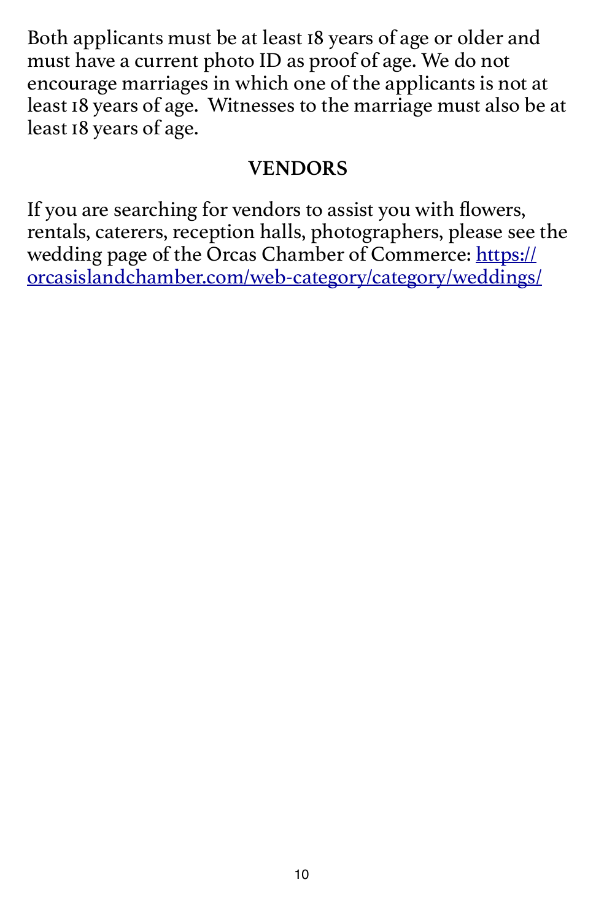Both applicants must be at least 18 years of age or older and must have a current photo ID as proof of age. We do not encourage marriages in which one of the applicants is not at least 18 years of age. Witnesses to the marriage must also be at least 18 years of age.

## VENDORS

If you are searching for vendors to assist you with flowers, rentals, caterers, reception halls, photographers, please see the wedding page of the Orcas Chamber of Commerce: [https://orcasislandchamber.com/web-category/category/weddings/](https://orcasislandchamber.com/web-category/category/weddings/)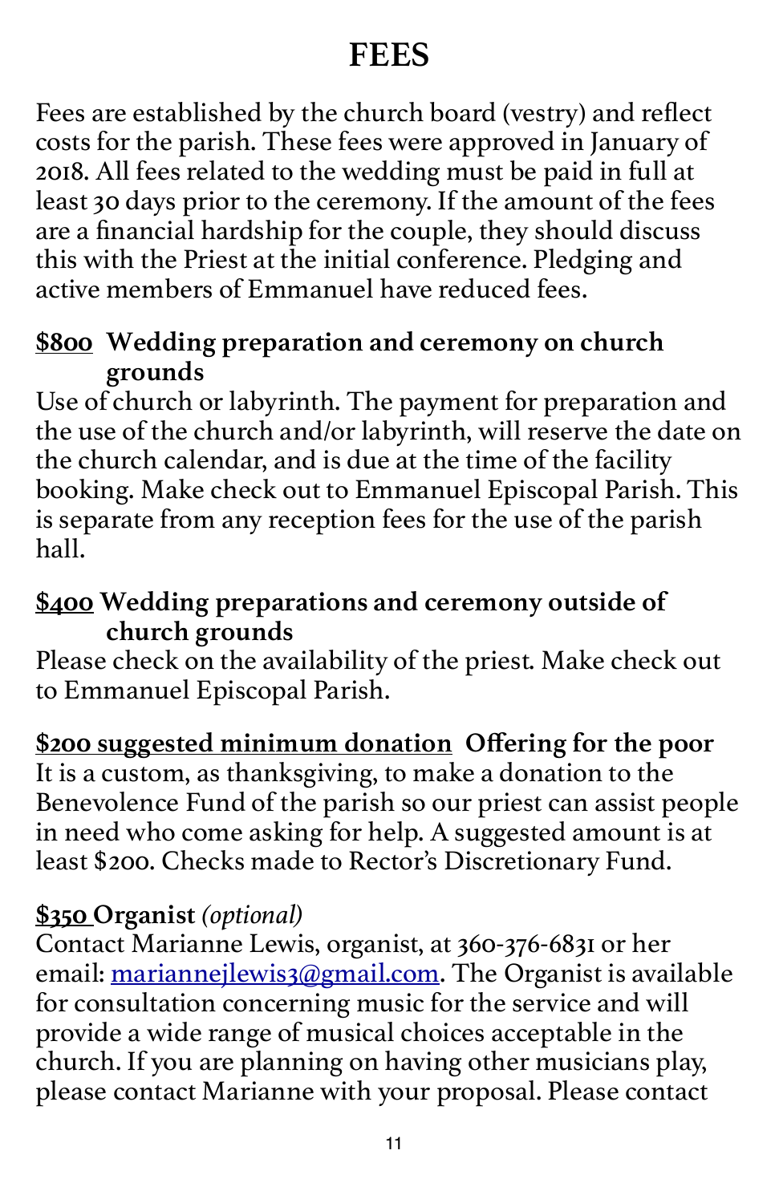# FEES

Fees are established by the church board (vestry) and reflect costs for the parish. These fees were approved in January of 2018. All fees related to the wedding must be paid in full at least 30 days prior to the ceremony. If the amount of the fees are a financial hardship for the couple, they should discuss this with the Priest at the initial conference. Pledging and active members of Emmanuel have reduced fees.

**$800 Wedding preparation and ceremony on church grounds**

Use of church or labyrinth. The payment for preparation and the use of the church and/or labyrinth, will reserve the date on the church calendar, and is due at the time of the facility booking. Make check out to Emmanuel Episcopal Parish. This is separate from any reception fees for the use of the parish hall.

**$400 Wedding preparations and ceremony outside of church grounds**

Please check on the availability of the priest. Make check out to Emmanuel Episcopal Parish.

**$200 suggested minimum donation Offering for the poor**

It is a custom, as thanksgiving, to make a donation to the Benevolence Fund of the parish so our priest can assist people in need who come asking for help. A suggested amount is at least $200. Checks made to Rector's Discretionary Fund.

**$350 Organist** *(optional)*

Contact Marianne Lewis, organist, at 360-376-6831 or her email: mariannejlewis3@gmail.com. The Organist is available for consultation concerning music for the service and will provide a wide range of musical choices acceptable in the church. If you are planning on having other musicians play, please contact Marianne with your proposal. Please contact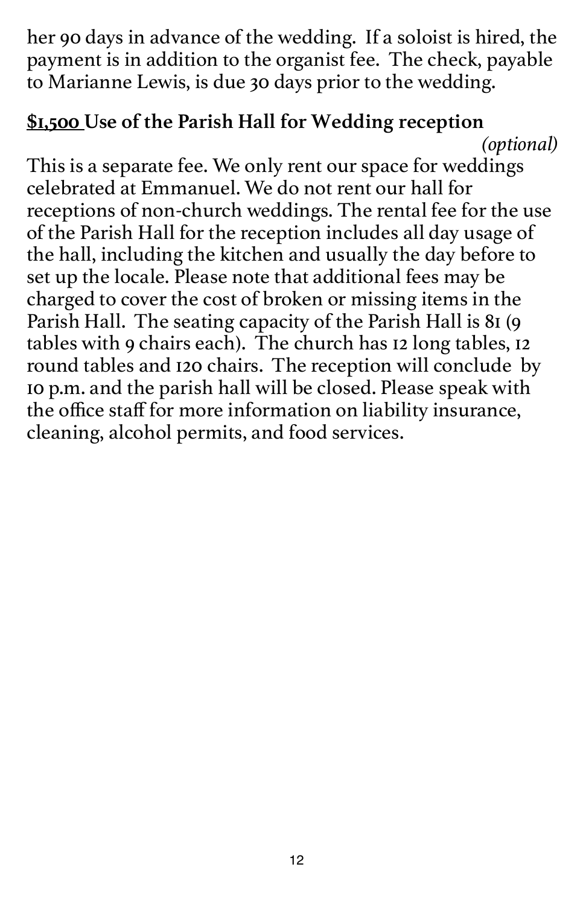her 90 days in advance of the wedding. If a soloist is hired, the payment is in addition to the organist fee. The check, payable to Marianne Lewis, is due 30 days prior to the wedding.

**<u>$1,500</u> Use of the Parish Hall for Wedding reception** *(optional)*

This is a separate fee. We only rent our space for weddings celebrated at Emmanuel. We do not rent our hall for receptions of non-church weddings. The rental fee for the use of the Parish Hall for the reception includes all day usage of the hall, including the kitchen and usually the day before to set up the locale. Please note that additional fees may be charged to cover the cost of broken or missing items in the Parish Hall. The seating capacity of the Parish Hall is 81 (9 tables with 9 chairs each). The church has 12 long tables, 12 round tables and 120 chairs. The reception will conclude by 10 p.m. and the parish hall will be closed. Please speak with the office staff for more information on liability insurance, cleaning, alcohol permits, and food services.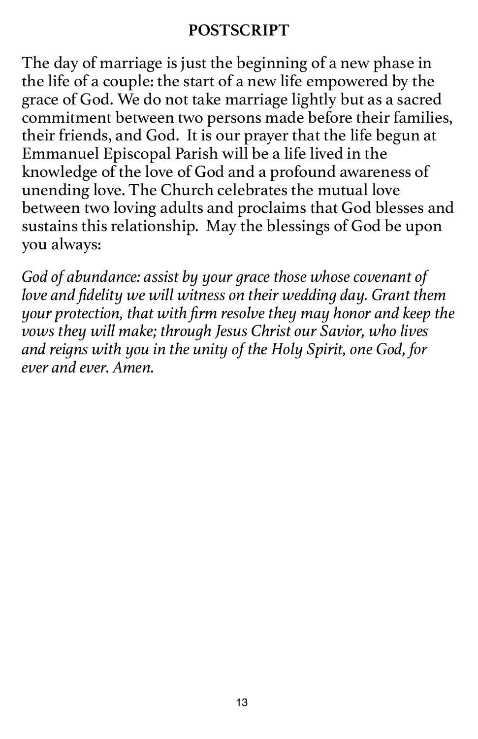## POSTSCRIPT

The day of marriage is just the beginning of a new phase in the life of a couple: the start of a new life empowered by the grace of God. We do not take marriage lightly but as a sacred commitment between two persons made before their families, their friends, and God. It is our prayer that the life begun at Emmanuel Episcopal Parish will be a life lived in the knowledge of the love of God and a profound awareness of unending love. The Church celebrates the mutual love between two loving adults and proclaims that God blesses and sustains this relationship. May the blessings of God be upon you always:

*God of abundance: assist by your grace those whose covenant of love and fidelity we will witness on their wedding day. Grant them your protection, that with firm resolve they may honor and keep the vows they will make; through Jesus Christ our Savior, who lives and reigns with you in the unity of the Holy Spirit, one God, for ever and ever. Amen.*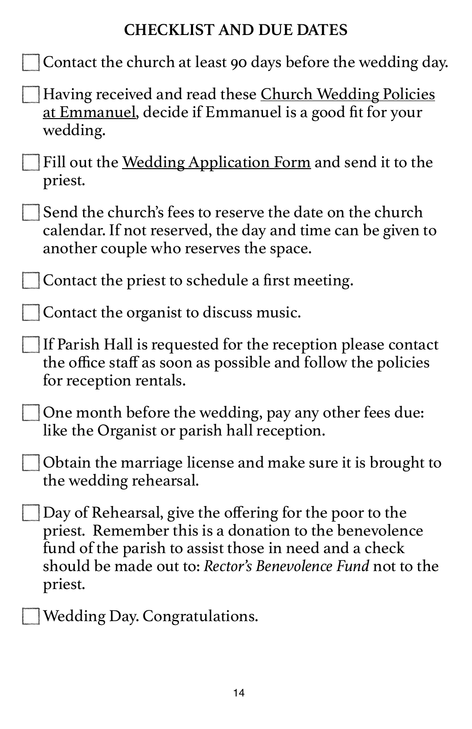## CHECKLIST AND DUE DATES

- [ ] Contact the church at least 90 days before the wedding day.
- [ ] Having received and read these Church Wedding Policies at Emmanuel, decide if Emmanuel is a good fit for your wedding.
- [ ] Fill out the Wedding Application Form and send it to the priest.
- [ ] Send the church's fees to reserve the date on the church calendar. If not reserved, the day and time can be given to another couple who reserves the space.
- [ ] Contact the priest to schedule a first meeting.
- [ ] Contact the organist to discuss music.
- [ ] If Parish Hall is requested for the reception please contact the office staff as soon as possible and follow the policies for reception rentals.
- [ ] One month before the wedding, pay any other fees due: like the Organist or parish hall reception.
- [ ] Obtain the marriage license and make sure it is brought to the wedding rehearsal.
- [ ] Day of Rehearsal, give the offering for the poor to the priest. Remember this is a donation to the benevolence fund of the parish to assist those in need and a check should be made out to: *Rector's Benevolence Fund* not to the priest.
- [ ] Wedding Day. Congratulations.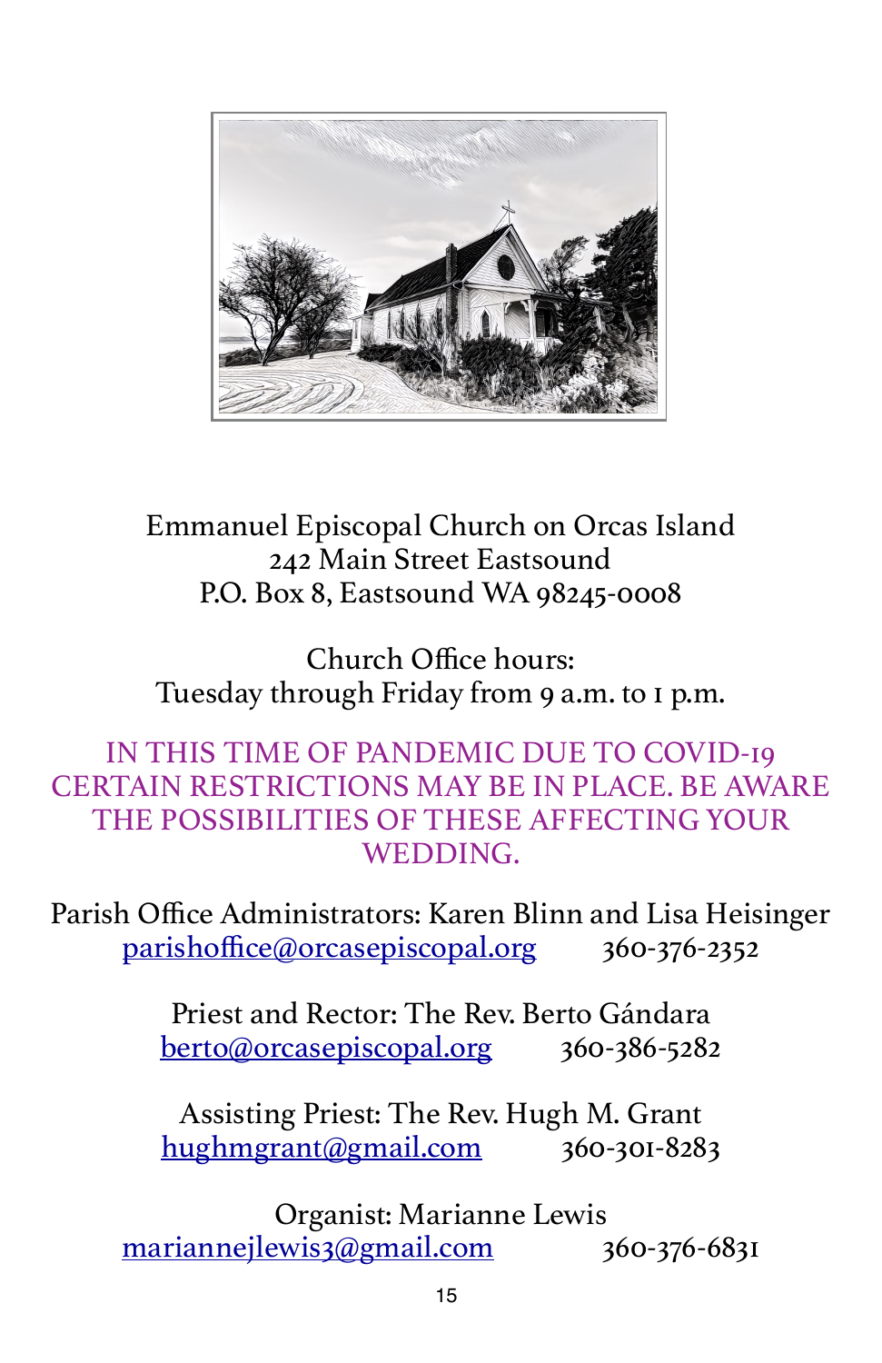Emmanuel Episcopal Church on Orcas Island
242 Main Street Eastsound
P.O. Box 8, Eastsound WA 98245-0008

Church Office hours:
Tuesday through Friday from 9 a.m. to 1 p.m.

IN THIS TIME OF PANDEMIC DUE TO COVID-19 CERTAIN RESTRICTIONS MAY BE IN PLACE. BE AWARE THE POSSIBILITIES OF THESE AFFECTING YOUR WEDDING.

Parish Office Administrators: Karen Blinn and Lisa Heisinger
parishoffice@orcasepiscopal.org 360-376-2352

Priest and Rector: The Rev. Berto Gándara
berto@orcasepiscopal.org 360-386-5282

Assisting Priest: The Rev. Hugh M. Grant
hughmgrant@gmail.com 360-301-8283

Organist: Marianne Lewis
mariannejlewis3@gmail.com 360-376-6831